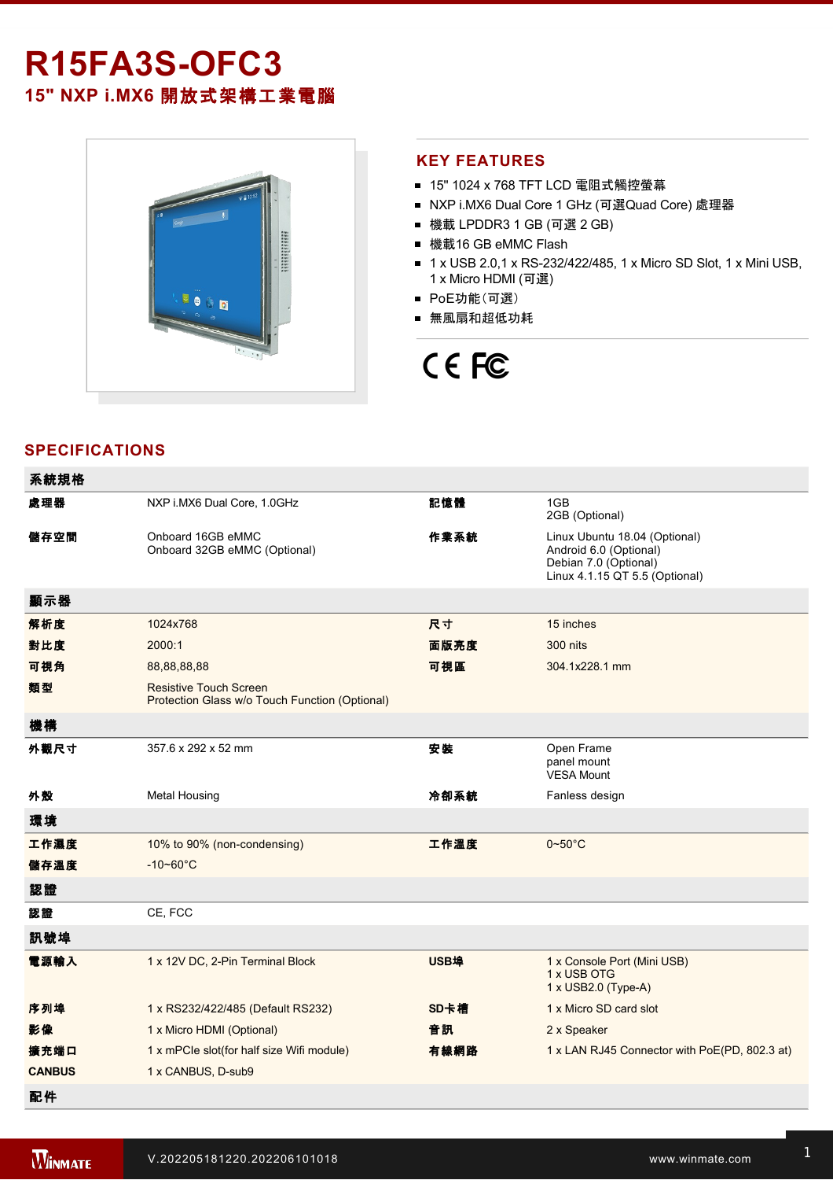# R15FA3S-OFC3

## 15" NXP i.MX6 開放式架構工業電腦

## KEY FEATURES

- 15" 1024 x 768 TFT LCD 電阻式觸控螢幕
- NXP i.MX6 Dual Core 1 GHz (可選Quad Core) 處理器
- 機載 LPDDR3 1 GB (可選 2 GB)
- 機載16 GB eMMC Flash
- 1 x USB 2.0,1 x RS-232/422/485, 1 x Micro SD Slot, 1 x Mini USB, 1 x Micro HDMI (可選)
- PoE功能（可選）
- 無風扇和超低功耗

CE FC

## SPECIFICATIONS

| 系統規格 | | | |
|---|---|---|---|
| **處理器** | NXP i.MX6 Dual Core, 1.0GHz | **記憶體** | 1GB<br>2GB (Optional) |
| **儲存空間** | Onboard 16GB eMMC<br>Onboard 32GB eMMC (Optional) | **作業系統** | Linux Ubuntu 18.04 (Optional)<br>Android 6.0 (Optional)<br>Debian 7.0 (Optional)<br>Linux 4.1.15 QT 5.5 (Optional) |
| **顯示器** | | | |
| **解析度** | 1024x768 | **尺寸** | 15 inches |
| **對比度** | 2000:1 | **面版亮度** | 300 nits |
| **可視角** | 88,88,88,88 | **可視區** | 304.1x228.1 mm |
| **類型** | Resistive Touch Screen<br>Protection Glass w/o Touch Function (Optional) | | |
| **機構** | | | |
| **外觀尺寸** | 357.6 x 292 x 52 mm | **安裝** | Open Frame<br>panel mount<br>VESA Mount |
| **外殼** | Metal Housing | **冷卻系統** | Fanless design |
| **環境** | | | |
| **工作濕度** | 10% to 90% (non-condensing) | **工作溫度** | 0~50°C |
| **儲存溫度** | -10~60°C | | |
| **認證** | | | |
| **認證** | CE, FCC | | |
| **訊號埠** | | | |
| **電源輸入** | 1 x 12V DC, 2-Pin Terminal Block | **USB埠** | 1 x Console Port (Mini USB)<br>1 x USB OTG<br>1 x USB2.0 (Type-A) |
| **序列埠** | 1 x RS232/422/485 (Default RS232) | **SD卡槽** | 1 x Micro SD card slot |
| **影像** | 1 x Micro HDMI (Optional) | **音訊** | 2 x Speaker |
| **擴充端口** | 1 x mPCIe slot(for half size Wifi module) | **有線網路** | 1 x LAN RJ45 Connector with PoE(PD, 802.3 at) |
| **CANBUS** | 1 x CANBUS, D-sub9 | | |
| **配件** | | | |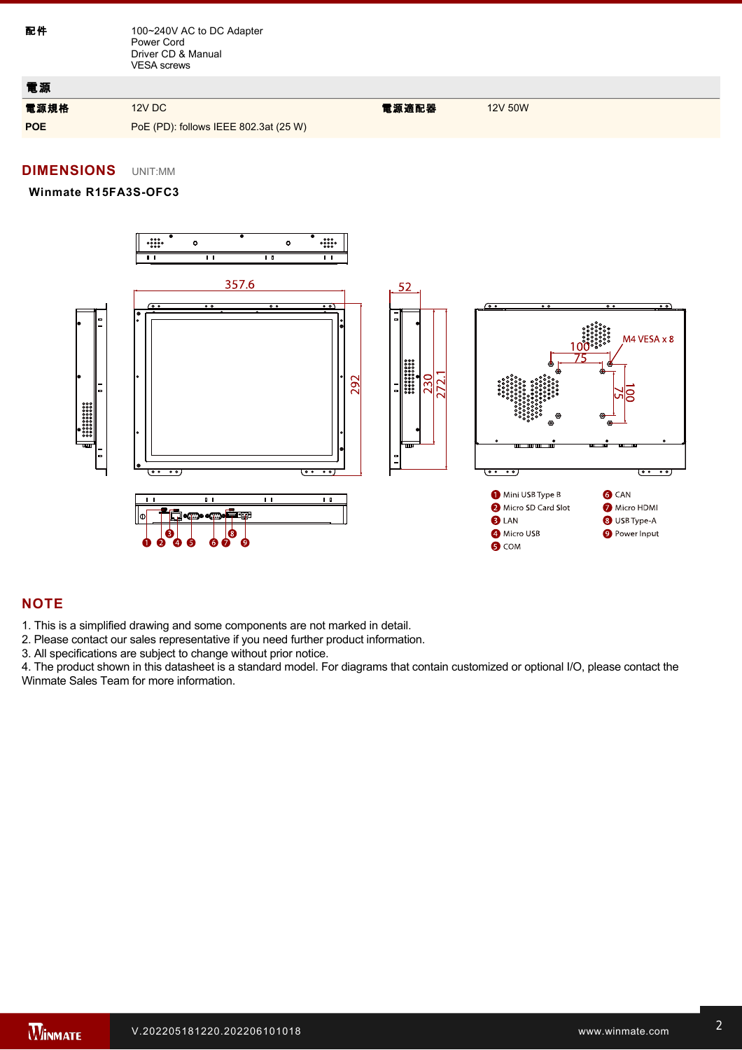| | | | |
|---|---|---|---|
| 配件 | 100~240V AC to DC Adapter<br>Power Cord<br>Driver CD & Manual<br>VESA screws | | |

| 電源 | | | |
|---|---|---|---|
| 電源規格 | 12V DC | 電源適配器 | 12V 50W |
| POE | PoE (PD): follows IEEE 802.3at (25 W) | | |

## DIMENSIONS UNIT:MM

**Winmate R15FA3S-OFC3**

357.6
52
292
230
272.1
100
75
M4 VESA x 8

1 Mini USB Type B
2 Micro SD Card Slot
3 LAN
4 Micro USB
5 COM
6 CAN
7 Micro HDMI
8 USB Type-A
9 Power Input

## NOTE

1. This is a simplified drawing and some components are not marked in detail.
2. Please contact our sales representative if you need further product information.
3. All specifications are subject to change without prior notice.
4. The product shown in this datasheet is a standard model. For diagrams that contain customized or optional I/O, please contact the Winmate Sales Team for more information.